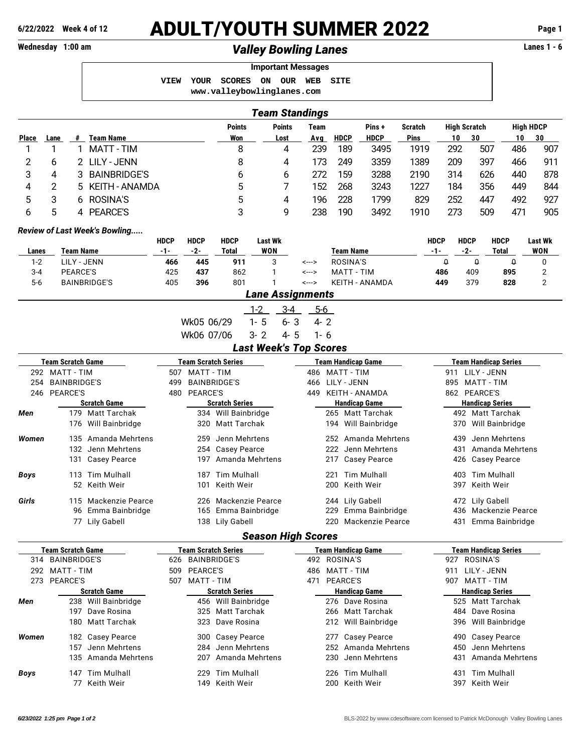# ADULT/YOUTH SUMMER 2022

**6/22/2022 Week 4 of 12**

**Wednesday 1:00 am**

## *Valley Bowling Lanes*

**Lanes 1 - 6**

**Important Messages**

```
VIEW YOUR SCORES ON OUR WEB SITE
www.valleybowlinglanes.com
```

## *Team Standings*

| Place | Lane | # | Team Name | Points Won | Points Lost | Team Avg | HDCP | Pins + HDCP | Scratch Pins | High Scratch 10 | High Scratch 30 | High HDCP 10 | High HDCP 30 |
|---|---|---|---|---|---|---|---|---|---|---|---|---|---|
| 1 | 1 | 1 | MATT - TIM | 8 | 4 | 239 | 189 | 3495 | 1919 | 292 | 507 | 486 | 907 |
| 2 | 6 | 2 | LILY - JENN | 8 | 4 | 173 | 249 | 3359 | 1389 | 209 | 397 | 466 | 911 |
| 3 | 4 | 3 | BAINBRIDGE'S | 6 | 6 | 272 | 159 | 3288 | 2190 | 314 | 626 | 440 | 878 |
| 4 | 2 | 5 | KEITH - ANAMDA | 5 | 7 | 152 | 268 | 3243 | 1227 | 184 | 356 | 449 | 844 |
| 5 | 3 | 6 | ROSINA'S | 5 | 4 | 196 | 228 | 1799 | 829 | 252 | 447 | 492 | 927 |
| 6 | 5 | 4 | PEARCE'S | 3 | 9 | 238 | 190 | 3492 | 1910 | 273 | 509 | 471 | 905 |

### *Review of Last Week's Bowling.....*

| Lanes | Team Name | HDCP -1- | HDCP -2- | HDCP Total | Last Wk WON | | Team Name | HDCP -1- | HDCP -2- | HDCP Total | Last Wk WON |
|---|---|---|---|---|---|---|---|---|---|---|---|
| 1-2 | LILY - JENN | **466** | **445** | **911** | 3 | <---> | ROSINA'S | ~~0~~ | ~~0~~ | ~~0~~ | 0 |
| 3-4 | PEARCE'S | 425 | **437** | 862 | 1 | <---> | MATT - TIM | **486** | 409 | **895** | 2 |
| 5-6 | BAINBRIDGE'S | 405 | **396** | 801 | 1 | <---> | KEITH - ANAMDA | **449** | 379 | **828** | 2 |

## *Lane Assignments*

| | 1-2 | 3-4 | 5-6 |
|---|---|---|---|
| Wk05 06/29 | 1- 5 | 6- 3 | 4- 2 |
| Wk06 07/06 | 3- 2 | 4- 5 | 1- 6 |

## *Last Week's Top Scores*

| Team Scratch Game | Team Scratch Series | Team Handicap Game | Team Handicap Series |
|---|---|---|---|
| 292 MATT - TIM | 507 MATT - TIM | 486 MATT - TIM | 911 LILY - JENN |
| 254 BAINBRIDGE'S | 499 BAINBRIDGE'S | 466 LILY - JENN | 895 MATT - TIM |
| 246 PEARCE'S | 480 PEARCE'S | 449 KEITH - ANAMDA | 862 PEARCE'S |

| | Scratch Game | Scratch Series | Handicap Game | Handicap Series |
|---|---|---|---|---|
| ***Men*** | 179 Matt Tarchak | 334 Will Bainbridge | 265 Matt Tarchak | 492 Matt Tarchak |
| | 176 Will Bainbridge | 320 Matt Tarchak | 194 Will Bainbridge | 370 Will Bainbridge |
| ***Women*** | 135 Amanda Mehrtens | 259 Jenn Mehrtens | 252 Amanda Mehrtens | 439 Jenn Mehrtens |
| | 132 Jenn Mehrtens | 254 Casey Pearce | 222 Jenn Mehrtens | 431 Amanda Mehrtens |
| | 131 Casey Pearce | 197 Amanda Mehrtens | 217 Casey Pearce | 426 Casey Pearce |
| ***Boys*** | 113 Tim Mulhall | 187 Tim Mulhall | 221 Tim Mulhall | 403 Tim Mulhall |
| | 52 Keith Weir | 101 Keith Weir | 200 Keith Weir | 397 Keith Weir |
| ***Girls*** | 115 Mackenzie Pearce | 226 Mackenzie Pearce | 244 Lily Gabell | 472 Lily Gabell |
| | 96 Emma Bainbridge | 165 Emma Bainbridge | 229 Emma Bainbridge | 436 Mackenzie Pearce |
| | 77 Lily Gabell | 138 Lily Gabell | 220 Mackenzie Pearce | 431 Emma Bainbridge |

## *Season High Scores*

| Team Scratch Game | Team Scratch Series | Team Handicap Game | Team Handicap Series |
|---|---|---|---|
| 314 BAINBRIDGE'S | 626 BAINBRIDGE'S | 492 ROSINA'S | 927 ROSINA'S |
| 292 MATT - TIM | 509 PEARCE'S | 486 MATT - TIM | 911 LILY - JENN |
| 273 PEARCE'S | 507 MATT - TIM | 471 PEARCE'S | 907 MATT - TIM |

| | Scratch Game | Scratch Series | Handicap Game | Handicap Series |
|---|---|---|---|---|
| ***Men*** | 238 Will Bainbridge | 456 Will Bainbridge | 276 Dave Rosina | 525 Matt Tarchak |
| | 197 Dave Rosina | 325 Matt Tarchak | 266 Matt Tarchak | 484 Dave Rosina |
| | 180 Matt Tarchak | 323 Dave Rosina | 212 Will Bainbridge | 396 Will Bainbridge |
| ***Women*** | 182 Casey Pearce | 300 Casey Pearce | 277 Casey Pearce | 490 Casey Pearce |
| | 157 Jenn Mehrtens | 284 Jenn Mehrtens | 252 Amanda Mehrtens | 450 Jenn Mehrtens |
| | 135 Amanda Mehrtens | 207 Amanda Mehrtens | 230 Jenn Mehrtens | 431 Amanda Mehrtens |
| ***Boys*** | 147 Tim Mulhall | 229 Tim Mulhall | 226 Tim Mulhall | 431 Tim Mulhall |
| | 77 Keith Weir | 149 Keith Weir | 200 Keith Weir | 397 Keith Weir |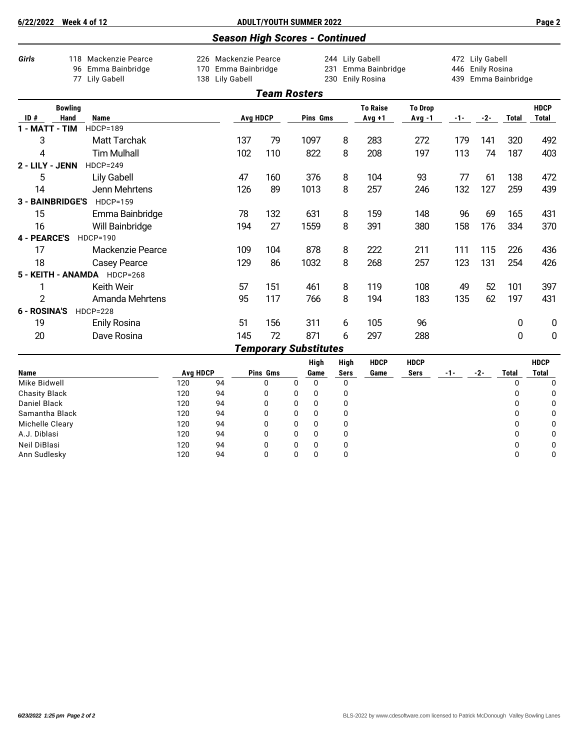## Season High Scores - Continued

| | | | | |
|---|---|---|---|---|
| **Girls** | 118 Mackenzie Pearce | 226 Mackenzie Pearce | 244 Lily Gabell | 472 Lily Gabell |
| | 96 Emma Bainbridge | 170 Emma Bainbridge | 231 Emma Bainbridge | 446 Enily Rosina |
| | 77 Lily Gabell | 138 Lily Gabell | 230 Enily Rosina | 439 Emma Bainbridge |

## Team Rosters

| ID # | Bowling Hand | Name | Avg | HDCP | Pins | Gms | To Raise Avg +1 | To Drop Avg -1 | -1- | -2- | Total | HDCP Total |
|---|---|---|---|---|---|---|---|---|---|---|---|---|
| **1 - MATT - TIM** | | HDCP=189 | | | | | | | | | | |
| 3 | | Matt Tarchak | 137 | 79 | 1097 | 8 | 283 | 272 | 179 | 141 | 320 | 492 |
| 4 | | Tim Mulhall | 102 | 110 | 822 | 8 | 208 | 197 | 113 | 74 | 187 | 403 |
| **2 - LILY - JENN** | | HDCP=249 | | | | | | | | | | |
| 5 | | Lily Gabell | 47 | 160 | 376 | 8 | 104 | 93 | 77 | 61 | 138 | 472 |
| 14 | | Jenn Mehrtens | 126 | 89 | 1013 | 8 | 257 | 246 | 132 | 127 | 259 | 439 |
| **3 - BAINBRIDGE'S** | | HDCP=159 | | | | | | | | | | |
| 15 | | Emma Bainbridge | 78 | 132 | 631 | 8 | 159 | 148 | 96 | 69 | 165 | 431 |
| 16 | | Will Bainbridge | 194 | 27 | 1559 | 8 | 391 | 380 | 158 | 176 | 334 | 370 |
| **4 - PEARCE'S** | | HDCP=190 | | | | | | | | | | |
| 17 | | Mackenzie Pearce | 109 | 104 | 878 | 8 | 222 | 211 | 111 | 115 | 226 | 436 |
| 18 | | Casey Pearce | 129 | 86 | 1032 | 8 | 268 | 257 | 123 | 131 | 254 | 426 |
| **5 - KEITH - ANAMDA** | | HDCP=268 | | | | | | | | | | |
| 1 | | Keith Weir | 57 | 151 | 461 | 8 | 119 | 108 | 49 | 52 | 101 | 397 |
| 2 | | Amanda Mehrtens | 95 | 117 | 766 | 8 | 194 | 183 | 135 | 62 | 197 | 431 |
| **6 - ROSINA'S** | | HDCP=228 | | | | | | | | | | |
| 19 | | Enily Rosina | 51 | 156 | 311 | 6 | 105 | 96 | | | 0 | 0 |
| 20 | | Dave Rosina | 145 | 72 | 871 | 6 | 297 | 288 | | | 0 | 0 |

## Temporary Substitutes

| Name | Avg | HDCP | Pins | Gms | High Game | High Sers | HDCP Game | HDCP Sers | -1- | -2- | Total | HDCP Total |
|---|---|---|---|---|---|---|---|---|---|---|---|---|
| Mike Bidwell | 120 | 94 | 0 | 0 | 0 | 0 | | | | | 0 | 0 |
| Chasity Black | 120 | 94 | 0 | 0 | 0 | 0 | | | | | 0 | 0 |
| Daniel Black | 120 | 94 | 0 | 0 | 0 | 0 | | | | | 0 | 0 |
| Samantha Black | 120 | 94 | 0 | 0 | 0 | 0 | | | | | 0 | 0 |
| Michelle Cleary | 120 | 94 | 0 | 0 | 0 | 0 | | | | | 0 | 0 |
| A.J. Diblasi | 120 | 94 | 0 | 0 | 0 | 0 | | | | | 0 | 0 |
| Neil DiBlasi | 120 | 94 | 0 | 0 | 0 | 0 | | | | | 0 | 0 |
| Ann Sudlesky | 120 | 94 | 0 | 0 | 0 | 0 | | | | | 0 | 0 |